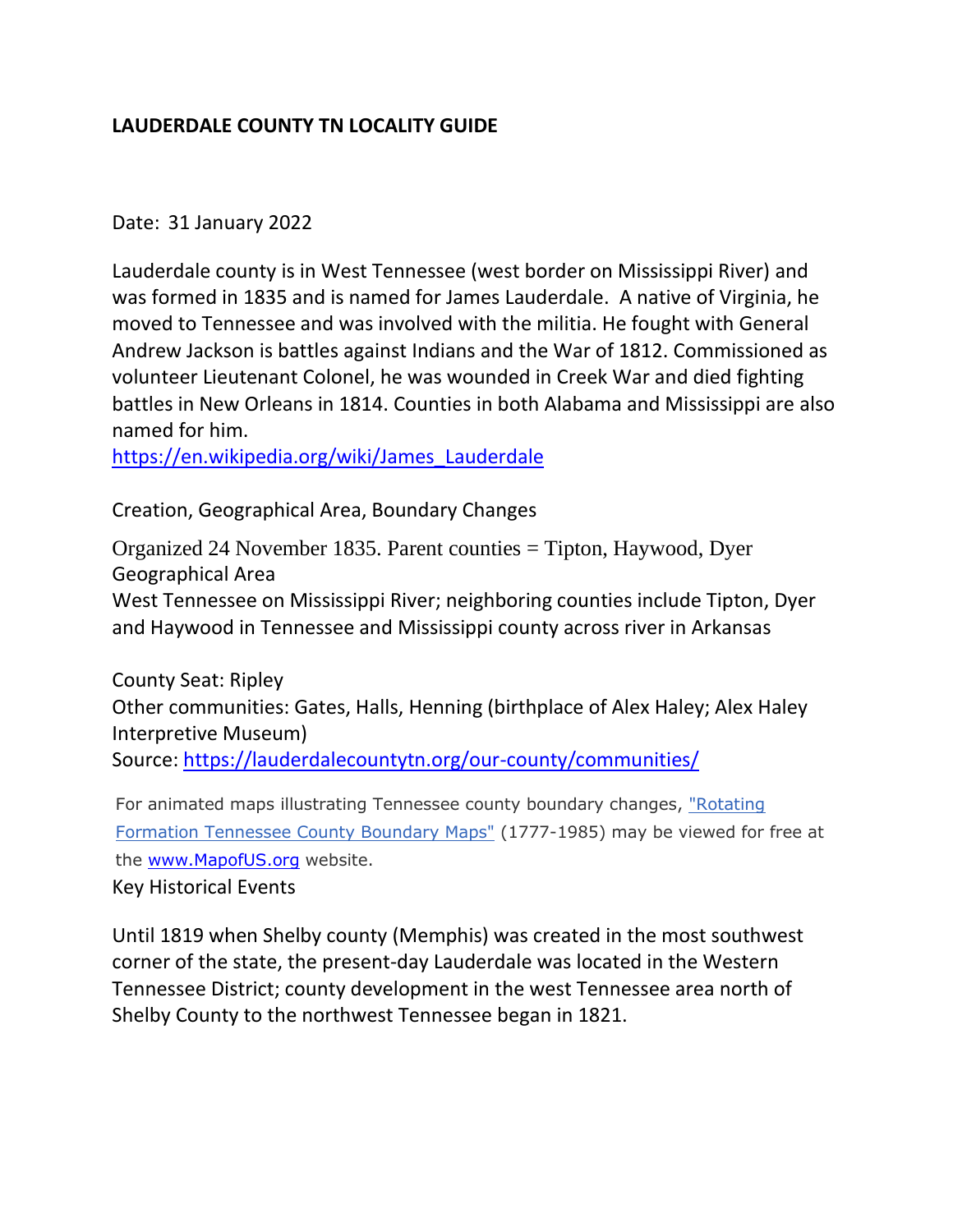**LAUDERDALE COUNTY TN LOCALITY GUIDE**

Date: 31 January 2022

Lauderdale county is in West Tennessee (west border on Mississippi River) and was formed in 1835 and is named for James Lauderdale. A native of Virginia, he moved to Tennessee and was involved with the militia. He fought with General Andrew Jackson is battles against Indians and the War of 1812. Commissioned as volunteer Lieutenant Colonel, he was wounded in Creek War and died fighting battles in New Orleans in 1814. Counties in both Alabama and Mississippi are also named for him.
https://en.wikipedia.org/wiki/James_Lauderdale

Creation, Geographical Area, Boundary Changes

Organized 24 November 1835. Parent counties = Tipton, Haywood, Dyer
Geographical Area
West Tennessee on Mississippi River; neighboring counties include Tipton, Dyer and Haywood in Tennessee and Mississippi county across river in Arkansas

County Seat: Ripley
Other communities: Gates, Halls, Henning (birthplace of Alex Haley; Alex Haley Interpretive Museum)
Source: https://lauderdalecountytn.org/our-county/communities/

For animated maps illustrating Tennessee county boundary changes, "Rotating Formation Tennessee County Boundary Maps" (1777-1985) may be viewed for free at the www.MapofUS.org website.

Key Historical Events

Until 1819 when Shelby county (Memphis) was created in the most southwest corner of the state, the present-day Lauderdale was located in the Western Tennessee District; county development in the west Tennessee area north of Shelby County to the northwest Tennessee began in 1821.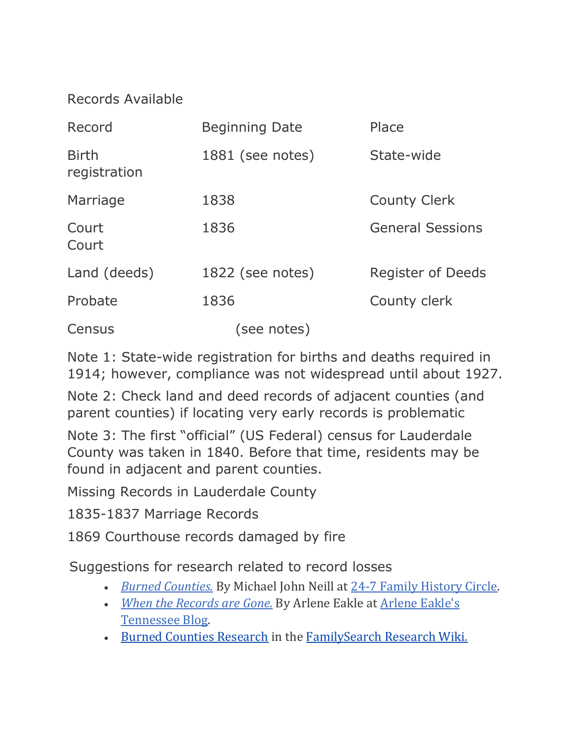Records Available

| Record | Beginning Date | Place |
| --- | --- | --- |
| Birth registration | 1881 (see notes) | State-wide |
| Marriage | 1838 | County Clerk |
| Court Court | 1836 | General Sessions |
| Land (deeds) | 1822 (see notes) | Register of Deeds |
| Probate | 1836 | County clerk |
| Census | (see notes) | |

Note 1: State-wide registration for births and deaths required in 1914; however, compliance was not widespread until about 1927.

Note 2: Check land and deed records of adjacent counties (and parent counties) if locating very early records is problematic

Note 3: The first “official” (US Federal) census for Lauderdale County was taken in 1840. Before that time, residents may be found in adjacent and parent counties.

Missing Records in Lauderdale County

1835-1837 Marriage Records

1869 Courthouse records damaged by fire

Suggestions for research related to record losses

- *Burned Counties.* By Michael John Neill at 24-7 Family History Circle.
- *When the Records are Gone.* By Arlene Eakle at Arlene Eakle's Tennessee Blog.
- Burned Counties Research in the FamilySearch Research Wiki.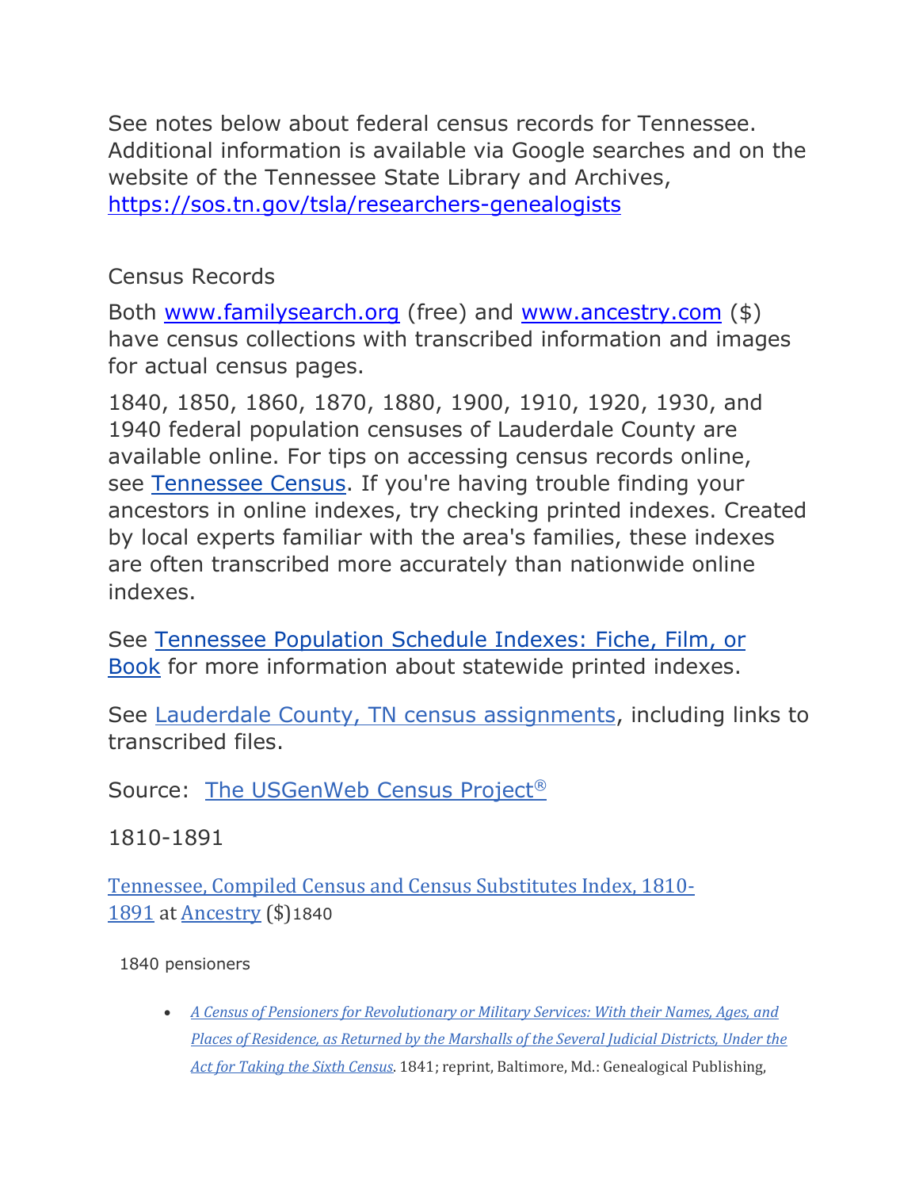See notes below about federal census records for Tennessee. Additional information is available via Google searches and on the website of the Tennessee State Library and Archives, [https://sos.tn.gov/tsla/researchers-genealogists](https://sos.tn.gov/tsla/researchers-genealogists)

Census Records

Both [www.familysearch.org](www.familysearch.org) (free) and [www.ancestry.com](www.ancestry.com) ($) have census collections with transcribed information and images for actual census pages.

1840, 1850, 1860, 1870, 1880, 1900, 1910, 1920, 1930, and 1940 federal population censuses of Lauderdale County are available online. For tips on accessing census records online, see Tennessee Census. If you're having trouble finding your ancestors in online indexes, try checking printed indexes. Created by local experts familiar with the area's families, these indexes are often transcribed more accurately than nationwide online indexes.

See Tennessee Population Schedule Indexes: Fiche, Film, or Book for more information about statewide printed indexes.

See Lauderdale County, TN census assignments, including links to transcribed files.

Source: The USGenWeb Census Project®

1810-1891

Tennessee, Compiled Census and Census Substitutes Index, 1810-1891 at Ancestry ($)1840

1840 pensioners

- *A Census of Pensioners for Revolutionary or Military Services: With their Names, Ages, and Places of Residence, as Returned by the Marshalls of the Several Judicial Districts, Under the Act for Taking the Sixth Census*. 1841; reprint, Baltimore, Md.: Genealogical Publishing,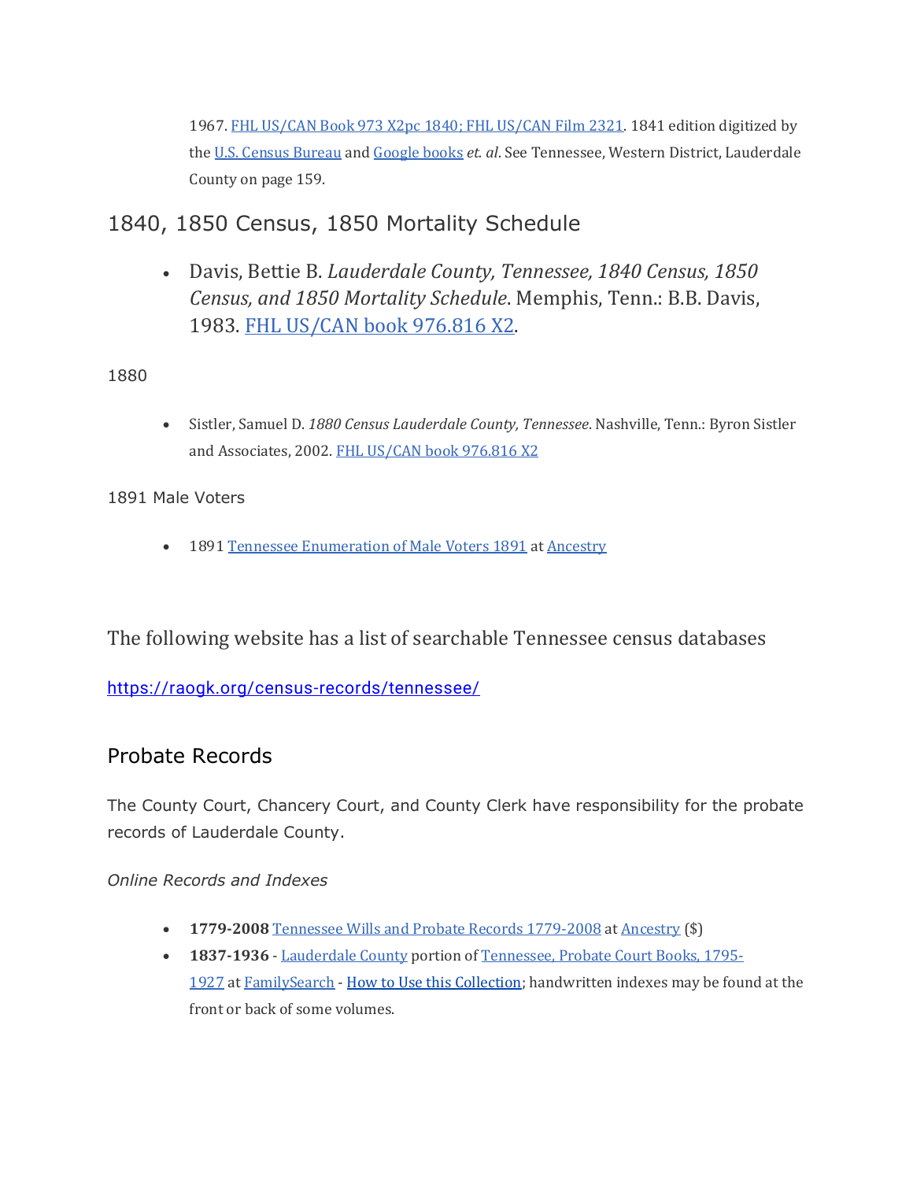1967. FHL US/CAN Book 973 X2pc 1840; FHL US/CAN Film 2321. 1841 edition digitized by the U.S. Census Bureau and Google books *et. al*. See Tennessee, Western District, Lauderdale County on page 159.

## 1840, 1850 Census, 1850 Mortality Schedule

- Davis, Bettie B. *Lauderdale County, Tennessee, 1840 Census, 1850 Census, and 1850 Mortality Schedule*. Memphis, Tenn.: B.B. Davis, 1983. FHL US/CAN book 976.816 X2.

1880

- Sistler, Samuel D. *1880 Census Lauderdale County, Tennessee*. Nashville, Tenn.: Byron Sistler and Associates, 2002. FHL US/CAN book 976.816 X2

1891 Male Voters

- 1891 Tennessee Enumeration of Male Voters 1891 at Ancestry

The following website has a list of searchable Tennessee census databases

https://raogk.org/census-records/tennessee/

## Probate Records

The County Court, Chancery Court, and County Clerk have responsibility for the probate records of Lauderdale County.

*Online Records and Indexes*

- **1779-2008** Tennessee Wills and Probate Records 1779-2008 at Ancestry ($)
- **1837-1936** - Lauderdale County portion of Tennessee, Probate Court Books, 1795-1927 at FamilySearch - How to Use this Collection; handwritten indexes may be found at the front or back of some volumes.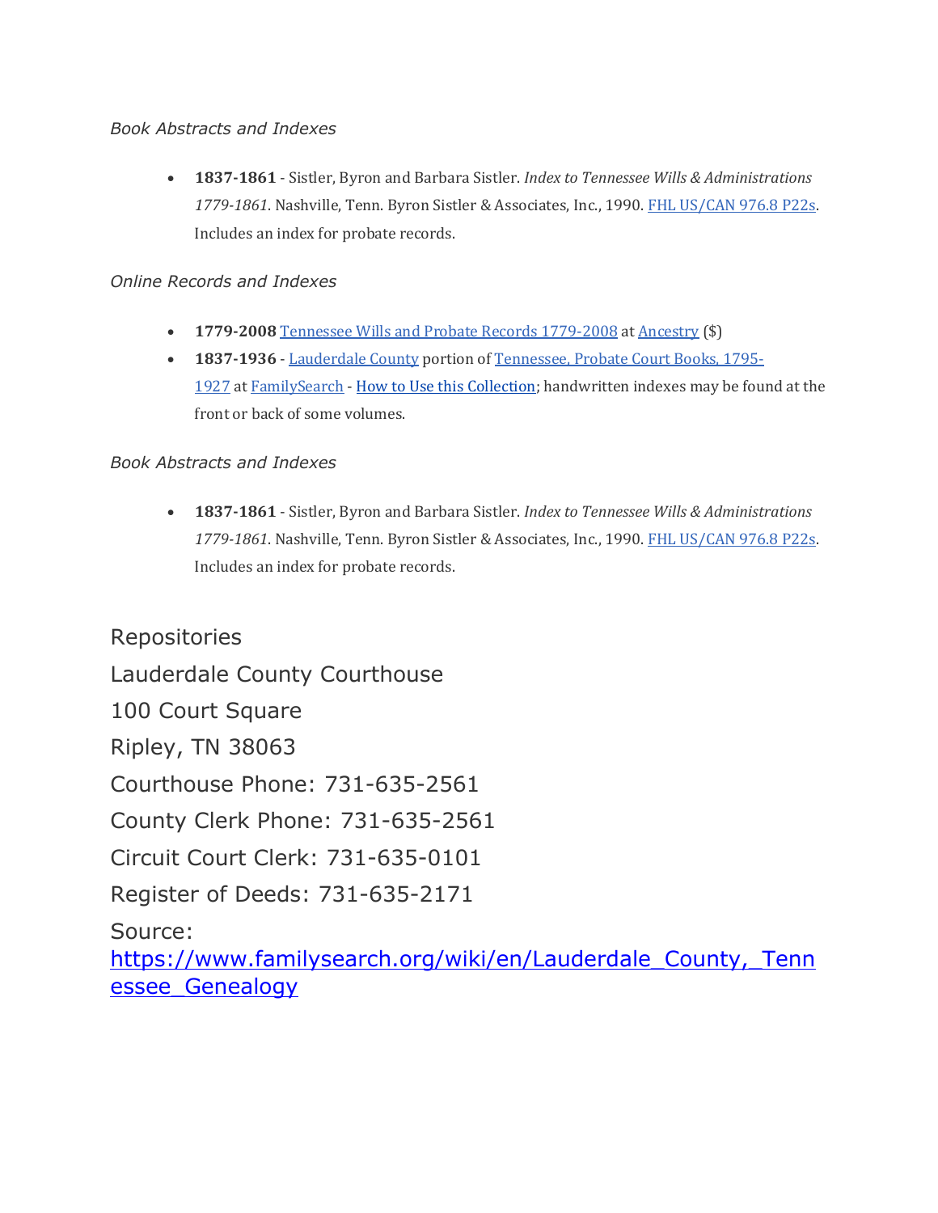*Book Abstracts and Indexes*

- **1837-1861** - Sistler, Byron and Barbara Sistler. *Index to Tennessee Wills & Administrations 1779-1861*. Nashville, Tenn. Byron Sistler & Associates, Inc., 1990. FHL US/CAN 976.8 P22s. Includes an index for probate records.

*Online Records and Indexes*

- **1779-2008** Tennessee Wills and Probate Records 1779-2008 at Ancestry ($)
- **1837-1936** - Lauderdale County portion of Tennessee, Probate Court Books, 1795-1927 at FamilySearch - How to Use this Collection; handwritten indexes may be found at the front or back of some volumes.

*Book Abstracts and Indexes*

- **1837-1861** - Sistler, Byron and Barbara Sistler. *Index to Tennessee Wills & Administrations 1779-1861*. Nashville, Tenn. Byron Sistler & Associates, Inc., 1990. FHL US/CAN 976.8 P22s. Includes an index for probate records.

Repositories

Lauderdale County Courthouse

100 Court Square

Ripley, TN 38063

Courthouse Phone: 731-635-2561

County Clerk Phone: 731-635-2561

Circuit Court Clerk: 731-635-0101

Register of Deeds: 731-635-2171

Source: https://www.familysearch.org/wiki/en/Lauderdale_County,_Tennessee_Genealogy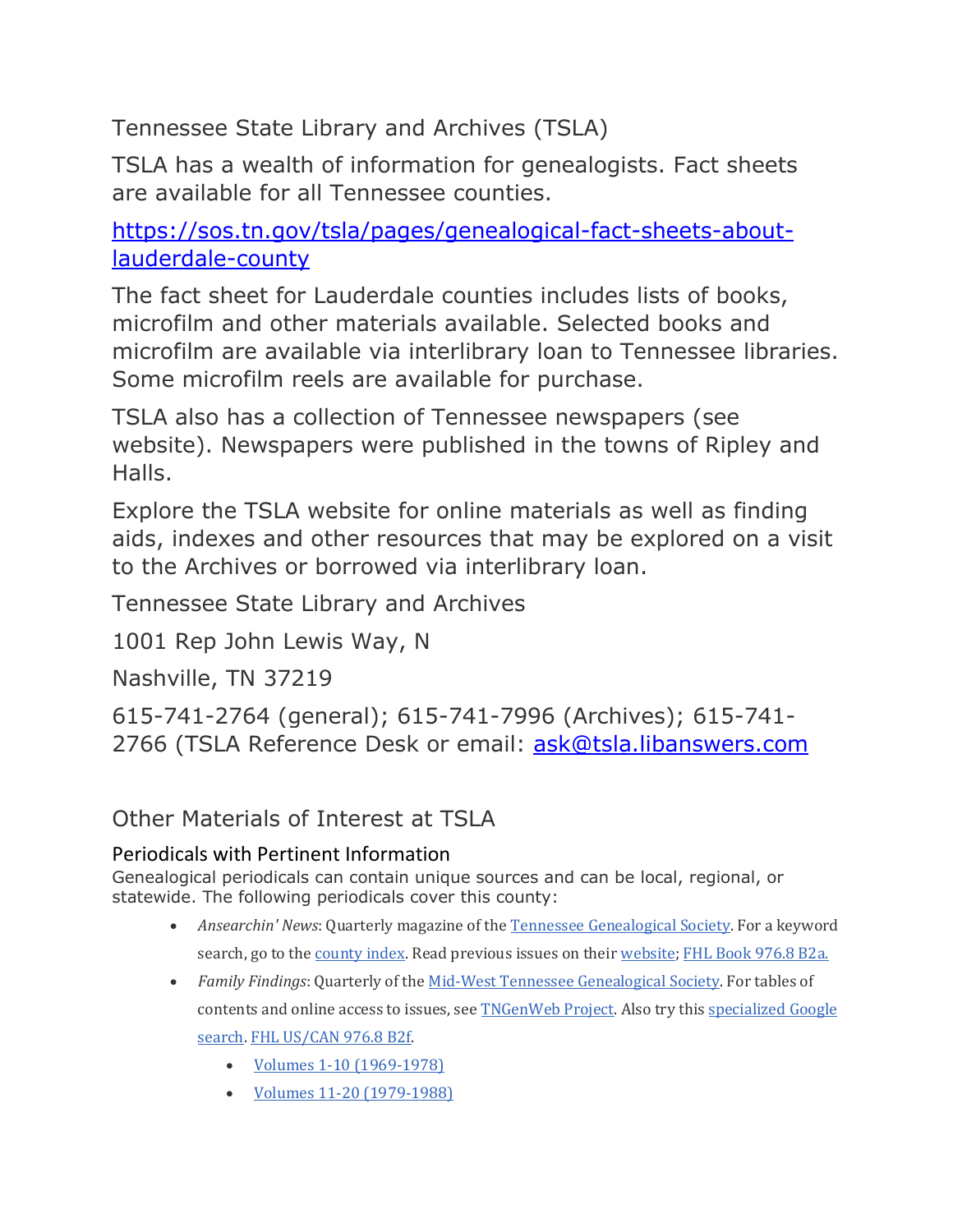## Tennessee State Library and Archives (TSLA)

TSLA has a wealth of information for genealogists. Fact sheets are available for all Tennessee counties.

[https://sos.tn.gov/tsla/pages/genealogical-fact-sheets-about-lauderdale-county](https://sos.tn.gov/tsla/pages/genealogical-fact-sheets-about-lauderdale-county)

The fact sheet for Lauderdale counties includes lists of books, microfilm and other materials available. Selected books and microfilm are available via interlibrary loan to Tennessee libraries. Some microfilm reels are available for purchase.

TSLA also has a collection of Tennessee newspapers (see website). Newspapers were published in the towns of Ripley and Halls.

Explore the TSLA website for online materials as well as finding aids, indexes and other resources that may be explored on a visit to the Archives or borrowed via interlibrary loan.

Tennessee State Library and Archives

1001 Rep John Lewis Way, N

Nashville, TN 37219

615-741-2764 (general); 615-741-7996 (Archives); 615-741-2766 (TSLA Reference Desk or email: ask@tsla.libanswers.com

## Other Materials of Interest at TSLA

### Periodicals with Pertinent Information

Genealogical periodicals can contain unique sources and can be local, regional, or statewide. The following periodicals cover this county:

- *Ansearchin' News*: Quarterly magazine of the Tennessee Genealogical Society. For a keyword search, go to the county index. Read previous issues on their website; FHL Book 976.8 B2a.
- *Family Findings*: Quarterly of the Mid-West Tennessee Genealogical Society. For tables of contents and online access to issues, see TNGenWeb Project. Also try this specialized Google search. FHL US/CAN 976.8 B2f.
  - Volumes 1-10 (1969-1978)
  - Volumes 11-20 (1979-1988)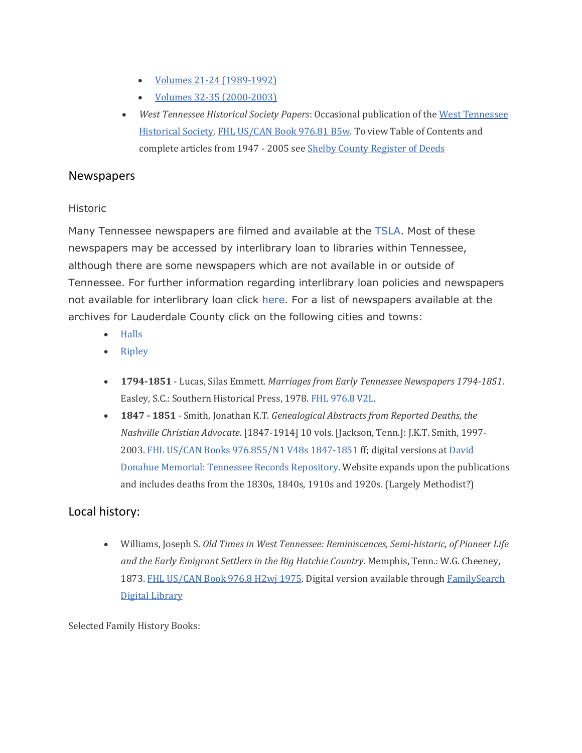- Volumes 21-24 (1989-1992)
    - Volumes 32-35 (2000-2003)
- *West Tennessee Historical Society Papers*: Occasional publication of the West Tennessee Historical Society. FHL US/CAN Book 976.81 B5w. To view Table of Contents and complete articles from 1947 - 2005 see Shelby County Register of Deeds

## Newspapers

### Historic

Many Tennessee newspapers are filmed and available at the TSLA. Most of these newspapers may be accessed by interlibrary loan to libraries within Tennessee, although there are some newspapers which are not available in or outside of Tennessee. For further information regarding interlibrary loan policies and newspapers not available for interlibrary loan click here. For a list of newspapers available at the archives for Lauderdale County click on the following cities and towns:

- Halls
- Ripley

- **1794-1851** - Lucas, Silas Emmett. *Marriages from Early Tennessee Newspapers 1794-1851*. Easley, S.C.: Southern Historical Press, 1978. FHL 976.8 V2L.
- **1847 - 1851** - Smith, Jonathan K.T. *Genealogical Abstracts from Reported Deaths, the Nashville Christian Advocate*. [1847-1914] 10 vols. [Jackson, Tenn.]: J.K.T. Smith, 1997-2003. FHL US/CAN Books 976.855/N1 V48s 1847-1851 ff; digital versions at David Donahue Memorial: Tennessee Records Repository. Website expands upon the publications and includes deaths from the 1830s, 1840s, 1910s and 1920s. (Largely Methodist?)

## Local history:

- Williams, Joseph S. *Old Times in West Tennessee: Reminiscences, Semi-historic, of Pioneer Life and the Early Emigrant Settlers in the Big Hatchie Country*. Memphis, Tenn.: W.G. Cheeney, 1873. FHL US/CAN Book 976.8 H2wj 1975. Digital version available through FamilySearch Digital Library

Selected Family History Books: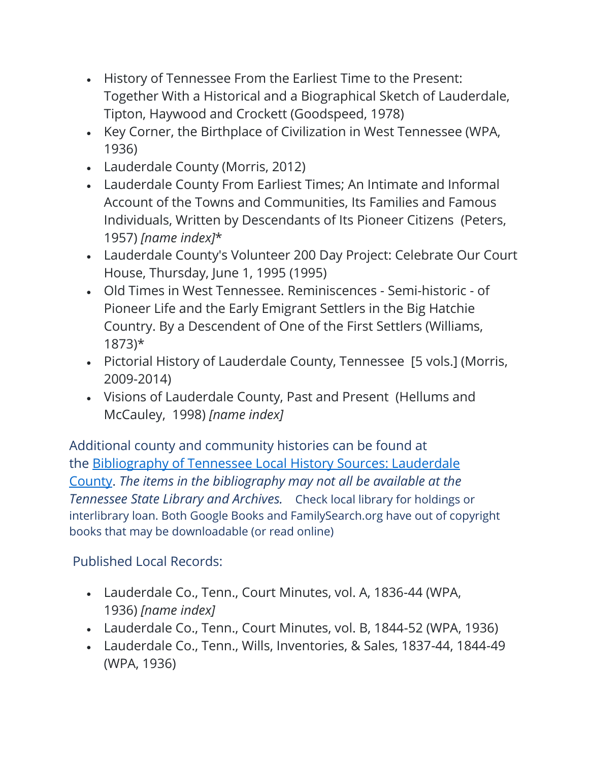- History of Tennessee From the Earliest Time to the Present: Together With a Historical and a Biographical Sketch of Lauderdale, Tipton, Haywood and Crockett (Goodspeed, 1978)
- Key Corner, the Birthplace of Civilization in West Tennessee (WPA, 1936)
- Lauderdale County (Morris, 2012)
- Lauderdale County From Earliest Times; An Intimate and Informal Account of the Towns and Communities, Its Families and Famous Individuals, Written by Descendants of Its Pioneer Citizens (Peters, 1957) *[name index]**
- Lauderdale County's Volunteer 200 Day Project: Celebrate Our Court House, Thursday, June 1, 1995 (1995)
- Old Times in West Tennessee. Reminiscences - Semi-historic - of Pioneer Life and the Early Emigrant Settlers in the Big Hatchie Country. By a Descendent of One of the First Settlers (Williams, 1873)*
- Pictorial History of Lauderdale County, Tennessee [5 vols.] (Morris, 2009-2014)
- Visions of Lauderdale County, Past and Present (Hellums and McCauley, 1998) *[name index]*

Additional county and community histories can be found at the [Bibliography of Tennessee Local History Sources: Lauderdale County](). *The items in the bibliography may not all be available at the Tennessee State Library and Archives.* Check local library for holdings or interlibrary loan. Both Google Books and FamilySearch.org have out of copyright books that may be downloadable (or read online)

Published Local Records:

- Lauderdale Co., Tenn., Court Minutes, vol. A, 1836-44 (WPA, 1936) *[name index]*
- Lauderdale Co., Tenn., Court Minutes, vol. B, 1844-52 (WPA, 1936)
- Lauderdale Co., Tenn., Wills, Inventories, & Sales, 1837-44, 1844-49 (WPA, 1936)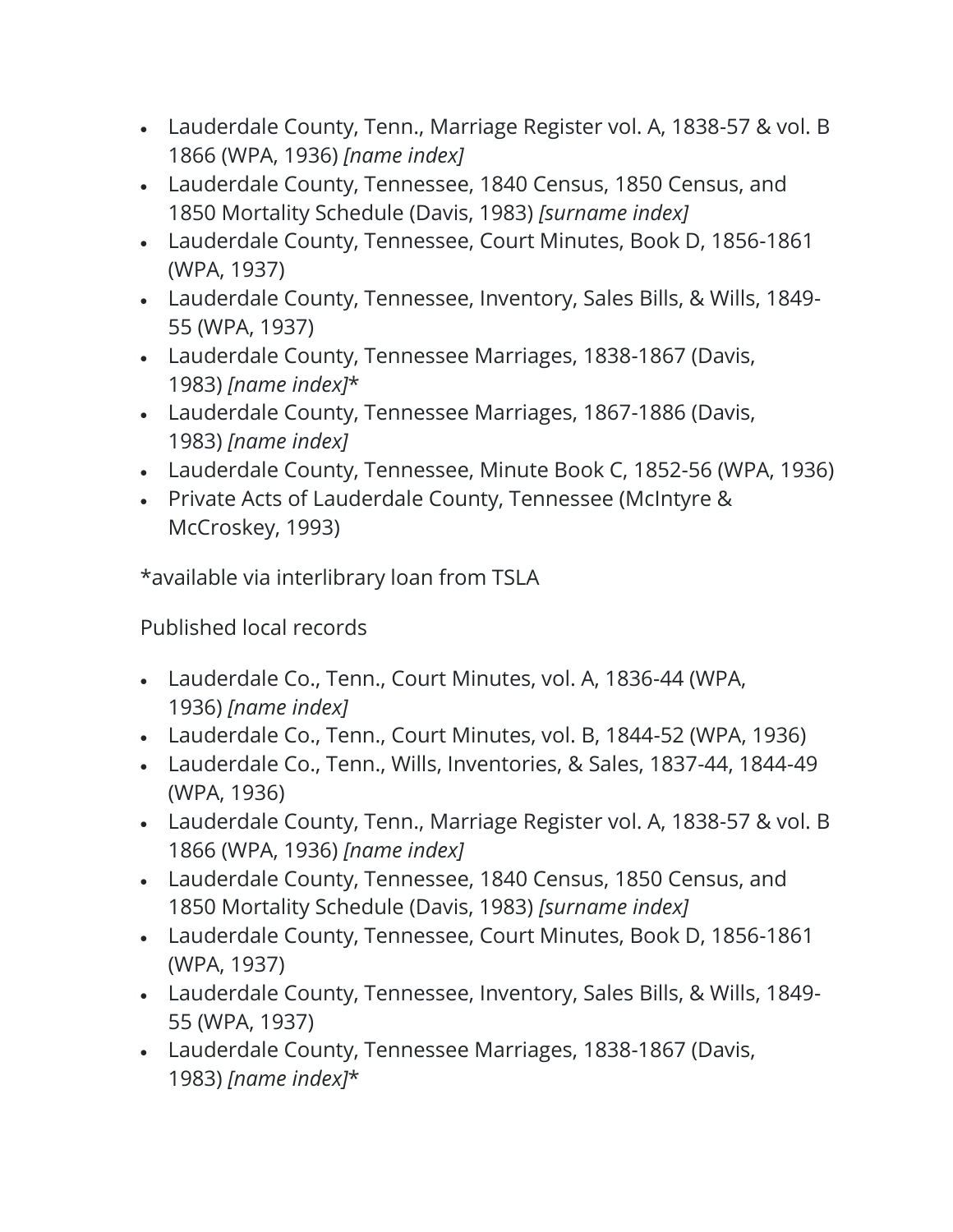- Lauderdale County, Tenn., Marriage Register vol. A, 1838-57 & vol. B 1866 (WPA, 1936) *[name index]*
- Lauderdale County, Tennessee, 1840 Census, 1850 Census, and 1850 Mortality Schedule (Davis, 1983) *[surname index]*
- Lauderdale County, Tennessee, Court Minutes, Book D, 1856-1861 (WPA, 1937)
- Lauderdale County, Tennessee, Inventory, Sales Bills, & Wills, 1849-55 (WPA, 1937)
- Lauderdale County, Tennessee Marriages, 1838-1867 (Davis, 1983) *[name index]**
- Lauderdale County, Tennessee Marriages, 1867-1886 (Davis, 1983) *[name index]*
- Lauderdale County, Tennessee, Minute Book C, 1852-56 (WPA, 1936)
- Private Acts of Lauderdale County, Tennessee (McIntyre & McCroskey, 1993)

*available via interlibrary loan from TSLA

Published local records

- Lauderdale Co., Tenn., Court Minutes, vol. A, 1836-44 (WPA, 1936) *[name index]*
- Lauderdale Co., Tenn., Court Minutes, vol. B, 1844-52 (WPA, 1936)
- Lauderdale Co., Tenn., Wills, Inventories, & Sales, 1837-44, 1844-49 (WPA, 1936)
- Lauderdale County, Tenn., Marriage Register vol. A, 1838-57 & vol. B 1866 (WPA, 1936) *[name index]*
- Lauderdale County, Tennessee, 1840 Census, 1850 Census, and 1850 Mortality Schedule (Davis, 1983) *[surname index]*
- Lauderdale County, Tennessee, Court Minutes, Book D, 1856-1861 (WPA, 1937)
- Lauderdale County, Tennessee, Inventory, Sales Bills, & Wills, 1849-55 (WPA, 1937)
- Lauderdale County, Tennessee Marriages, 1838-1867 (Davis, 1983) *[name index]**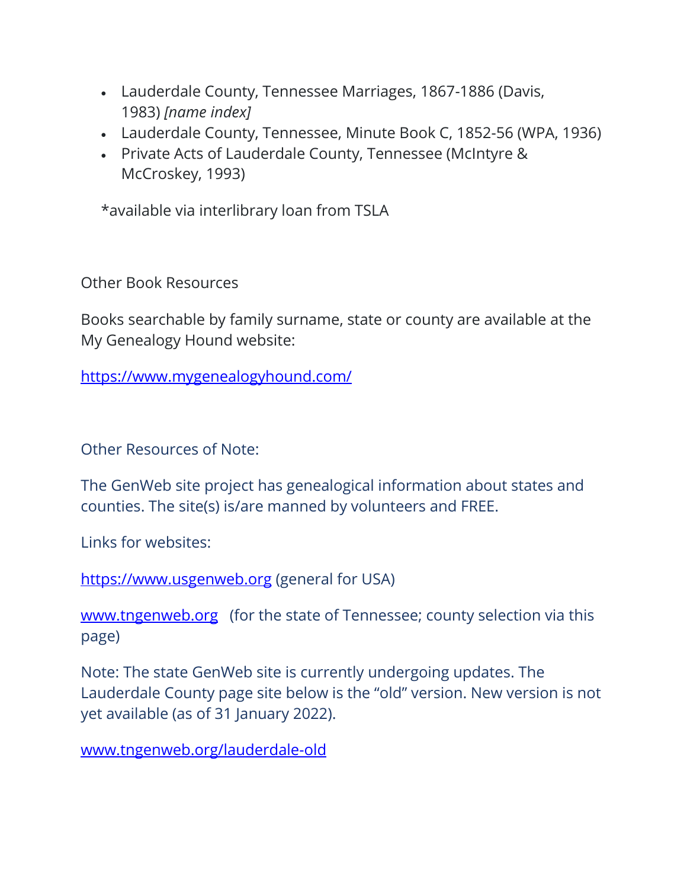- Lauderdale County, Tennessee Marriages, 1867-1886 (Davis, 1983) *[name index]*
- Lauderdale County, Tennessee, Minute Book C, 1852-56 (WPA, 1936)
- Private Acts of Lauderdale County, Tennessee (McIntyre & McCroskey, 1993)

*available via interlibrary loan from TSLA

Other Book Resources

Books searchable by family surname, state or county are available at the My Genealogy Hound website:

https://www.mygenealogyhound.com/

Other Resources of Note:

The GenWeb site project has genealogical information about states and counties. The site(s) is/are manned by volunteers and FREE.

Links for websites:

https://www.usgenweb.org (general for USA)

www.tngenweb.org (for the state of Tennessee; county selection via this page)

Note: The state GenWeb site is currently undergoing updates. The Lauderdale County page site below is the "old" version. New version is not yet available (as of 31 January 2022).

www.tngenweb.org/lauderdale-old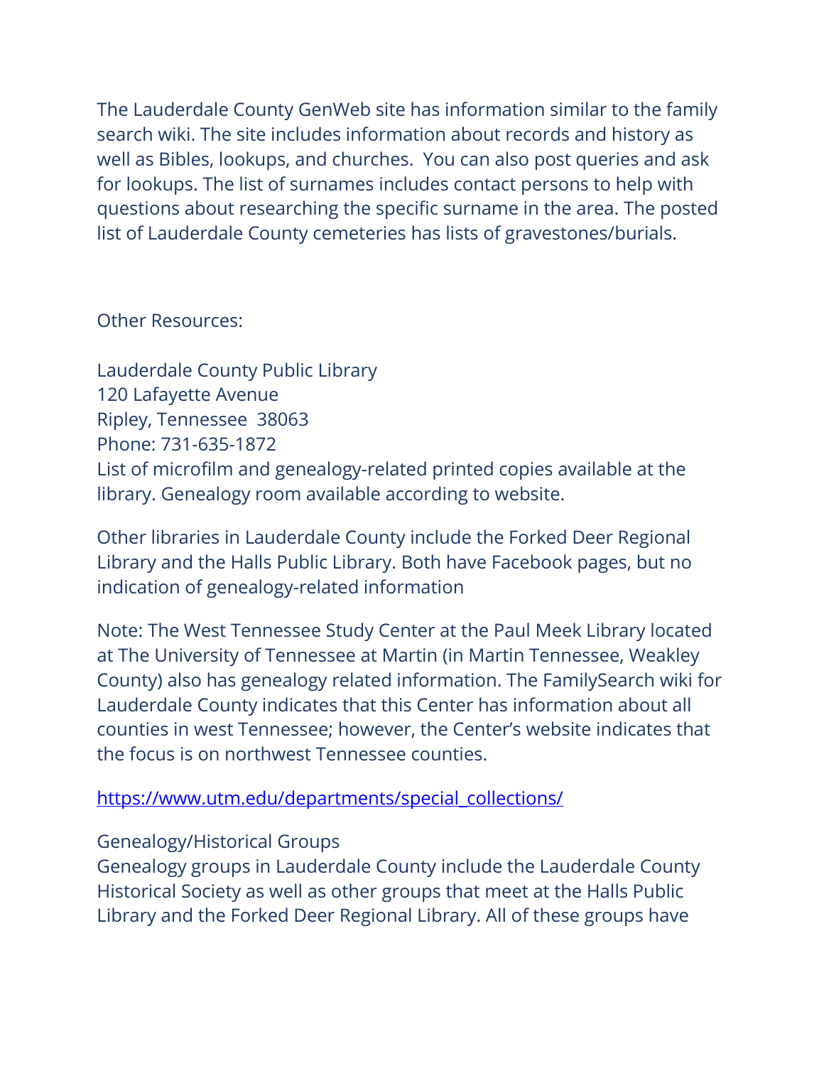The Lauderdale County GenWeb site has information similar to the family search wiki. The site includes information about records and history as well as Bibles, lookups, and churches. You can also post queries and ask for lookups. The list of surnames includes contact persons to help with questions about researching the specific surname in the area. The posted list of Lauderdale County cemeteries has lists of gravestones/burials.

Other Resources:

Lauderdale County Public Library
120 Lafayette Avenue
Ripley, Tennessee 38063
Phone: 731-635-1872
List of microfilm and genealogy-related printed copies available at the library. Genealogy room available according to website.

Other libraries in Lauderdale County include the Forked Deer Regional Library and the Halls Public Library. Both have Facebook pages, but no indication of genealogy-related information

Note: The West Tennessee Study Center at the Paul Meek Library located at The University of Tennessee at Martin (in Martin Tennessee, Weakley County) also has genealogy related information. The FamilySearch wiki for Lauderdale County indicates that this Center has information about all counties in west Tennessee; however, the Center's website indicates that the focus is on northwest Tennessee counties.

https://www.utm.edu/departments/special_collections/

Genealogy/Historical Groups
Genealogy groups in Lauderdale County include the Lauderdale County Historical Society as well as other groups that meet at the Halls Public Library and the Forked Deer Regional Library. All of these groups have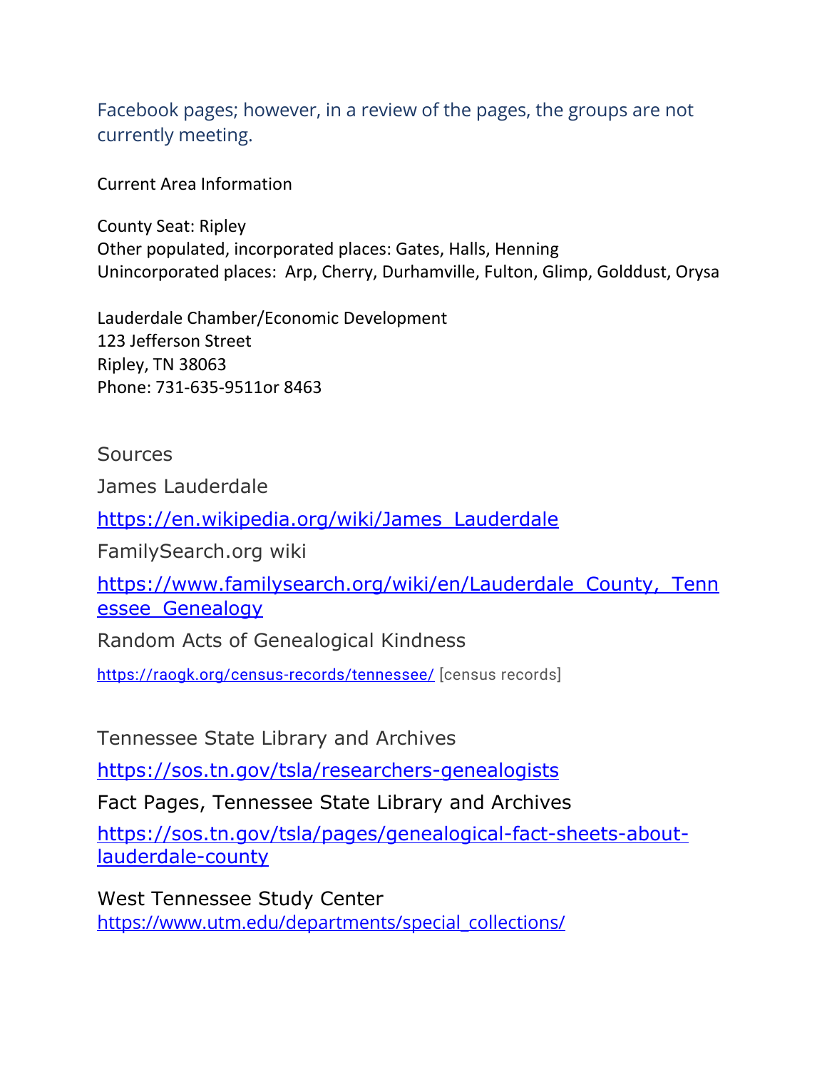Facebook pages; however, in a review of the pages, the groups are not currently meeting.

Current Area Information

County Seat: Ripley
Other populated, incorporated places: Gates, Halls, Henning
Unincorporated places: Arp, Cherry, Durhamville, Fulton, Glimp, Golddust, Orysa

Lauderdale Chamber/Economic Development
123 Jefferson Street
Ripley, TN 38063
Phone: 731-635-9511or 8463

## Sources

James Lauderdale

https://en.wikipedia.org/wiki/James_Lauderdale

FamilySearch.org wiki

https://www.familysearch.org/wiki/en/Lauderdale_County,_Tennessee_Genealogy

Random Acts of Genealogical Kindness

https://raogk.org/census-records/tennessee/ [census records]

Tennessee State Library and Archives

https://sos.tn.gov/tsla/researchers-genealogists

Fact Pages, Tennessee State Library and Archives

https://sos.tn.gov/tsla/pages/genealogical-fact-sheets-about-lauderdale-county

West Tennessee Study Center
https://www.utm.edu/departments/special_collections/